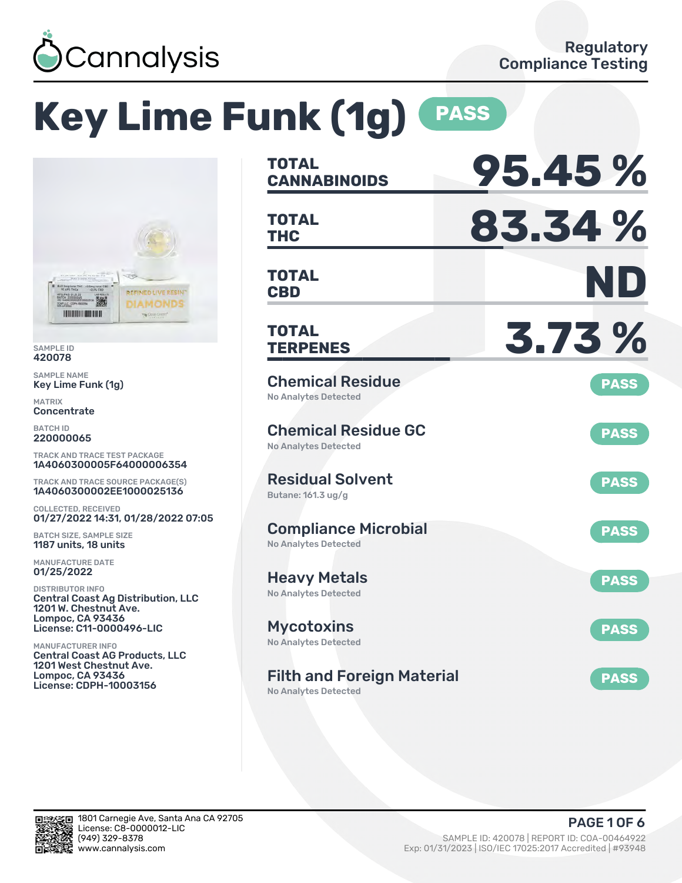Cannalysis

Regulatory Compliance Testing

# Key Lime Funk (1g) PASS

SAMPLE ID
420078

SAMPLE NAME
Key Lime Funk (1g)

MATRIX
Concentrate

BATCH ID
220000065

TRACK AND TRACE TEST PACKAGE
1A4060300005F64000006354

TRACK AND TRACE SOURCE PACKAGE(S)
1A4060300002EE1000025136

COLLECTED, RECEIVED
01/27/2022 14:31, 01/28/2022 07:05

BATCH SIZE, SAMPLE SIZE
1187 units, 18 units

MANUFACTURE DATE
01/25/2022

DISTRIBUTOR INFO
Central Coast Ag Distribution, LLC
1201 W. Chestnut Ave.
Lompoc, CA 93436
License: C11-0000496-LIC

MANUFACTURER INFO
Central Coast AG Products, LLC
1201 West Chestnut Ave.
Lompoc, CA 93436
License: CDPH-10003156

| | |
|---|---|
| **TOTAL CANNABINOIDS** | **95.45 %** |
| **TOTAL THC** | **83.34 %** |
| **TOTAL CBD** | **ND** |
| **TOTAL TERPENES** | **3.73 %** |

| Test | Result | Status |
|---|---|---|
| Chemical Residue | No Analytes Detected | PASS |
| Chemical Residue GC | No Analytes Detected | PASS |
| Residual Solvent | Butane: 161.3 ug/g | PASS |
| Compliance Microbial | No Analytes Detected | PASS |
| Heavy Metals | No Analytes Detected | PASS |
| Mycotoxins | No Analytes Detected | PASS |
| Filth and Foreign Material | No Analytes Detected | PASS |

1801 Carnegie Ave, Santa Ana CA 92705
License: C8-0000012-LIC
(949) 329-8378
www.cannalysis.com

SAMPLE ID: 420078 | REPORT ID: COA-00464922
Exp: 01/31/2023 | ISO/IEC 17025:2017 Accredited | #93948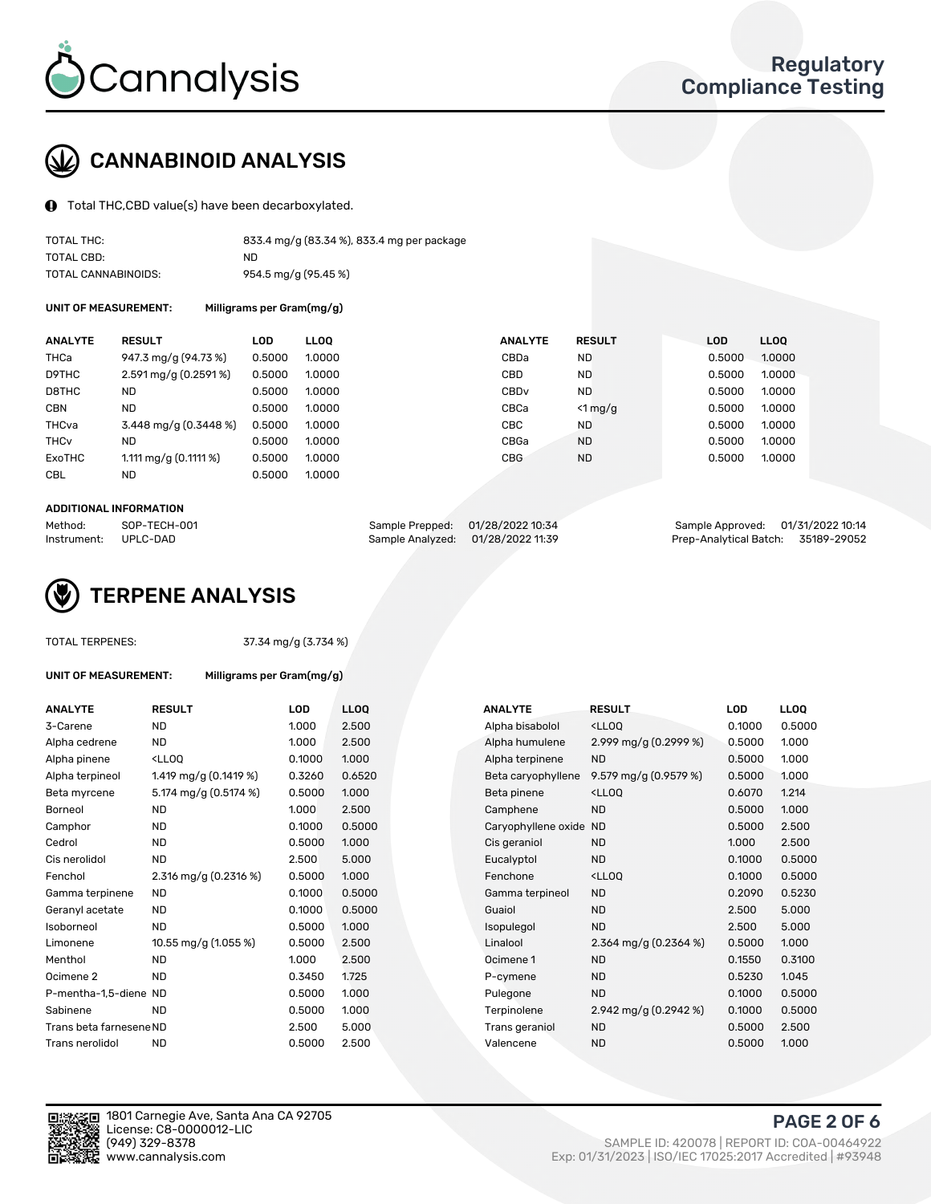# Cannalysis

## Regulatory Compliance Testing

## CANNABINOID ANALYSIS

Total THC,CBD value(s) have been decarboxylated.

| | |
|---|---|
| TOTAL THC: | 833.4 mg/g (83.34 %), 833.4 mg per package |
| TOTAL CBD: | ND |
| TOTAL CANNABINOIDS: | 954.5 mg/g (95.45 %) |

**UNIT OF MEASUREMENT:** Milligrams per Gram(mg/g)

| ANALYTE | RESULT | LOD | LLOQ | ANALYTE | RESULT | LOD | LLOQ |
|---|---|---|---|---|---|---|---|
| THCa | 947.3 mg/g (94.73 %) | 0.5000 | 1.0000 | CBDa | ND | 0.5000 | 1.0000 |
| D9THC | 2.591 mg/g (0.2591 %) | 0.5000 | 1.0000 | CBD | ND | 0.5000 | 1.0000 |
| D8THC | ND | 0.5000 | 1.0000 | CBDv | ND | 0.5000 | 1.0000 |
| CBN | ND | 0.5000 | 1.0000 | CBCa | <1 mg/g | 0.5000 | 1.0000 |
| THCva | 3.448 mg/g (0.3448 %) | 0.5000 | 1.0000 | CBC | ND | 0.5000 | 1.0000 |
| THCv | ND | 0.5000 | 1.0000 | CBGa | ND | 0.5000 | 1.0000 |
| ExoTHC | 1.111 mg/g (0.1111 %) | 0.5000 | 1.0000 | CBG | ND | 0.5000 | 1.0000 |
| CBL | ND | 0.5000 | 1.0000 | | | | |

**ADDITIONAL INFORMATION**

| | | | | | |
|---|---|---|---|---|---|
| Method: | SOP-TECH-001 | Sample Prepped: | 01/28/2022 10:34 | Sample Approved: | 01/31/2022 10:14 |
| Instrument: | UPLC-DAD | Sample Analyzed: | 01/28/2022 11:39 | Prep-Analytical Batch: | 35189-29052 |

## TERPENE ANALYSIS

TOTAL TERPENES: 37.34 mg/g (3.734 %)

**UNIT OF MEASUREMENT:** Milligrams per Gram(mg/g)

| ANALYTE | RESULT | LOD | LLOQ | ANALYTE | RESULT | LOD | LLOQ |
|---|---|---|---|---|---|---|---|
| 3-Carene | ND | 1.000 | 2.500 | Alpha bisabolol | <LLOQ | 0.1000 | 0.5000 |
| Alpha cedrene | ND | 1.000 | 2.500 | Alpha humulene | 2.999 mg/g (0.2999 %) | 0.5000 | 1.000 |
| Alpha pinene | <LLOQ | 0.1000 | 1.000 | Alpha terpinene | ND | 0.5000 | 1.000 |
| Alpha terpineol | 1.419 mg/g (0.1419 %) | 0.3260 | 0.6520 | Beta caryophyllene | 9.579 mg/g (0.9579 %) | 0.5000 | 1.000 |
| Beta myrcene | 5.174 mg/g (0.5174 %) | 0.5000 | 1.000 | Beta pinene | <LLOQ | 0.6070 | 1.214 |
| Borneol | ND | 1.000 | 2.500 | Camphene | ND | 0.5000 | 1.000 |
| Camphor | ND | 0.1000 | 0.5000 | Caryophyllene oxide | ND | 0.5000 | 2.500 |
| Cedrol | ND | 0.5000 | 1.000 | Cis geraniol | ND | 1.000 | 2.500 |
| Cis nerolidol | ND | 2.500 | 5.000 | Eucalyptol | ND | 0.1000 | 0.5000 |
| Fenchol | 2.316 mg/g (0.2316 %) | 0.5000 | 1.000 | Fenchone | <LLOQ | 0.1000 | 0.5000 |
| Gamma terpinene | ND | 0.1000 | 0.5000 | Gamma terpineol | ND | 0.2090 | 0.5230 |
| Geranyl acetate | ND | 0.1000 | 0.5000 | Guaiol | ND | 2.500 | 5.000 |
| Isoborneol | ND | 0.5000 | 1.000 | Isopulegol | ND | 2.500 | 5.000 |
| Limonene | 10.55 mg/g (1.055 %) | 0.5000 | 2.500 | Linalool | 2.364 mg/g (0.2364 %) | 0.5000 | 1.000 |
| Menthol | ND | 1.000 | 2.500 | Ocimene 1 | ND | 0.1550 | 0.3100 |
| Ocimene 2 | ND | 0.3450 | 1.725 | P-cymene | ND | 0.5230 | 1.045 |
| P-mentha-1,5-diene | ND | 0.5000 | 1.000 | Pulegone | ND | 0.1000 | 0.5000 |
| Sabinene | ND | 0.5000 | 1.000 | Terpinolene | 2.942 mg/g (0.2942 %) | 0.1000 | 0.5000 |
| Trans beta farnesene | ND | 2.500 | 5.000 | Trans geraniol | ND | 0.5000 | 2.500 |
| Trans nerolidol | ND | 0.5000 | 2.500 | Valencene | ND | 0.5000 | 1.000 |

1801 Carnegie Ave, Santa Ana CA 92705
License: C8-0000012-LIC
(949) 329-8378
www.cannalysis.com

SAMPLE ID: 420078 | REPORT ID: COA-00464922
Exp: 01/31/2023 | ISO/IEC 17025:2017 Accredited | #93948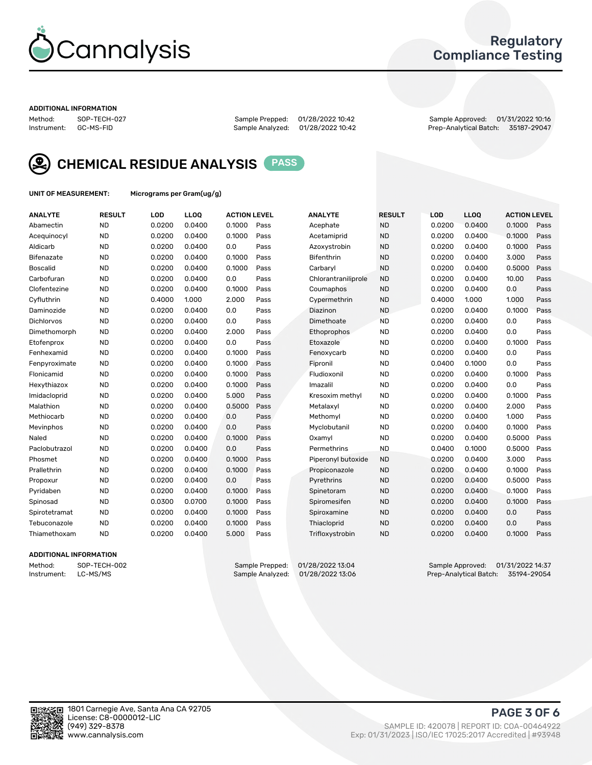Cannalysis

Regulatory Compliance Testing

### ADDITIONAL INFORMATION

Method: SOP-TECH-027
Instrument: GC-MS-FID

Sample Prepped: 01/28/2022 10:42
Sample Analyzed: 01/28/2022 10:42

Sample Approved: 01/31/2022 10:16
Prep-Analytical Batch: 35187-29047

## CHEMICAL RESIDUE ANALYSIS PASS

**UNIT OF MEASUREMENT:** Micrograms per Gram(ug/g)

| ANALYTE | RESULT | LOD | LLOQ | ACTION LEVEL | | ANALYTE | RESULT | LOD | LLOQ | ACTION LEVEL | |
|---|---|---|---|---|---|---|---|---|---|---|---|
| Abamectin | ND | 0.0200 | 0.0400 | 0.1000 | Pass | Acephate | ND | 0.0200 | 0.0400 | 0.1000 | Pass |
| Acequinocyl | ND | 0.0200 | 0.0400 | 0.1000 | Pass | Acetamiprid | ND | 0.0200 | 0.0400 | 0.1000 | Pass |
| Aldicarb | ND | 0.0200 | 0.0400 | 0.0 | Pass | Azoxystrobin | ND | 0.0200 | 0.0400 | 0.1000 | Pass |
| Bifenazate | ND | 0.0200 | 0.0400 | 0.1000 | Pass | Bifenthrin | ND | 0.0200 | 0.0400 | 3.000 | Pass |
| Boscalid | ND | 0.0200 | 0.0400 | 0.1000 | Pass | Carbaryl | ND | 0.0200 | 0.0400 | 0.5000 | Pass |
| Carbofuran | ND | 0.0200 | 0.0400 | 0.0 | Pass | Chlorantraniliprole | ND | 0.0200 | 0.0400 | 10.00 | Pass |
| Clofentezine | ND | 0.0200 | 0.0400 | 0.1000 | Pass | Coumaphos | ND | 0.0200 | 0.0400 | 0.0 | Pass |
| Cyfluthrin | ND | 0.4000 | 1.000 | 2.000 | Pass | Cypermethrin | ND | 0.4000 | 1.000 | 1.000 | Pass |
| Daminozide | ND | 0.0200 | 0.0400 | 0.0 | Pass | Diazinon | ND | 0.0200 | 0.0400 | 0.1000 | Pass |
| Dichlorvos | ND | 0.0200 | 0.0400 | 0.0 | Pass | Dimethoate | ND | 0.0200 | 0.0400 | 0.0 | Pass |
| Dimethomorph | ND | 0.0200 | 0.0400 | 2.000 | Pass | Ethoprophos | ND | 0.0200 | 0.0400 | 0.0 | Pass |
| Etofenprox | ND | 0.0200 | 0.0400 | 0.0 | Pass | Etoxazole | ND | 0.0200 | 0.0400 | 0.1000 | Pass |
| Fenhexamid | ND | 0.0200 | 0.0400 | 0.1000 | Pass | Fenoxycarb | ND | 0.0200 | 0.0400 | 0.0 | Pass |
| Fenpyroximate | ND | 0.0200 | 0.0400 | 0.1000 | Pass | Fipronil | ND | 0.0400 | 0.1000 | 0.0 | Pass |
| Flonicamid | ND | 0.0200 | 0.0400 | 0.1000 | Pass | Fludioxonil | ND | 0.0200 | 0.0400 | 0.1000 | Pass |
| Hexythiazox | ND | 0.0200 | 0.0400 | 0.1000 | Pass | Imazalil | ND | 0.0200 | 0.0400 | 0.0 | Pass |
| Imidacloprid | ND | 0.0200 | 0.0400 | 5.000 | Pass | Kresoxim methyl | ND | 0.0200 | 0.0400 | 0.1000 | Pass |
| Malathion | ND | 0.0200 | 0.0400 | 0.5000 | Pass | Metalaxyl | ND | 0.0200 | 0.0400 | 2.000 | Pass |
| Methiocarb | ND | 0.0200 | 0.0400 | 0.0 | Pass | Methomyl | ND | 0.0200 | 0.0400 | 1.000 | Pass |
| Mevinphos | ND | 0.0200 | 0.0400 | 0.0 | Pass | Myclobutanil | ND | 0.0200 | 0.0400 | 0.1000 | Pass |
| Naled | ND | 0.0200 | 0.0400 | 0.1000 | Pass | Oxamyl | ND | 0.0200 | 0.0400 | 0.5000 | Pass |
| Paclobutrazol | ND | 0.0200 | 0.0400 | 0.0 | Pass | Permethrins | ND | 0.0400 | 0.1000 | 0.5000 | Pass |
| Phosmet | ND | 0.0200 | 0.0400 | 0.1000 | Pass | Piperonyl butoxide | ND | 0.0200 | 0.0400 | 3.000 | Pass |
| Prallethrin | ND | 0.0200 | 0.0400 | 0.1000 | Pass | Propiconazole | ND | 0.0200 | 0.0400 | 0.1000 | Pass |
| Propoxur | ND | 0.0200 | 0.0400 | 0.0 | Pass | Pyrethrins | ND | 0.0200 | 0.0400 | 0.5000 | Pass |
| Pyridaben | ND | 0.0200 | 0.0400 | 0.1000 | Pass | Spinetoram | ND | 0.0200 | 0.0400 | 0.1000 | Pass |
| Spinosad | ND | 0.0300 | 0.0700 | 0.1000 | Pass | Spiromesifen | ND | 0.0200 | 0.0400 | 0.1000 | Pass |
| Spirotetramat | ND | 0.0200 | 0.0400 | 0.1000 | Pass | Spiroxamine | ND | 0.0200 | 0.0400 | 0.0 | Pass |
| Tebuconazole | ND | 0.0200 | 0.0400 | 0.1000 | Pass | Thiacloprid | ND | 0.0200 | 0.0400 | 0.0 | Pass |
| Thiamethoxam | ND | 0.0200 | 0.0400 | 5.000 | Pass | Trifloxystrobin | ND | 0.0200 | 0.0400 | 0.1000 | Pass |

### ADDITIONAL INFORMATION

Method: SOP-TECH-002
Instrument: LC-MS/MS

Sample Prepped: 01/28/2022 13:04
Sample Analyzed: 01/28/2022 13:06

Sample Approved: 01/31/2022 14:37
Prep-Analytical Batch: 35194-29054

1801 Carnegie Ave, Santa Ana CA 92705
License: C8-0000012-LIC
(949) 329-8378
www.cannalysis.com

SAMPLE ID: 420078 | REPORT ID: COA-00464922
Exp: 01/31/2023 | ISO/IEC 17025:2017 Accredited | #93948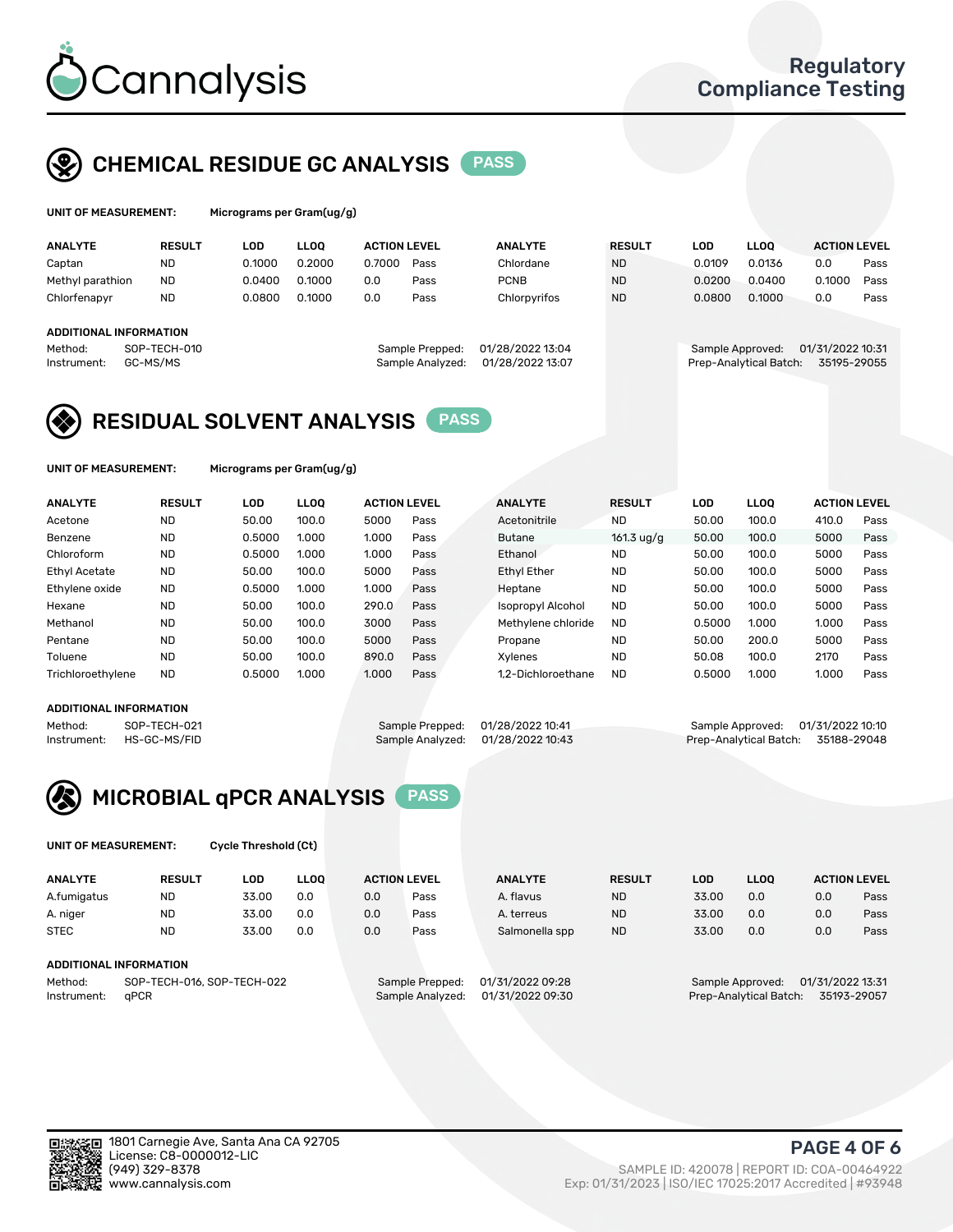# Cannalysis

**Regulatory Compliance Testing**

## CHEMICAL RESIDUE GC ANALYSIS — PASS

**UNIT OF MEASUREMENT:** Micrograms per Gram(ug/g)

| ANALYTE | RESULT | LOD | LLOQ | ACTION LEVEL | | ANALYTE | RESULT | LOD | LLOQ | ACTION LEVEL | |
|---|---|---|---|---|---|---|---|---|---|---|---|
| Captan | ND | 0.1000 | 0.2000 | 0.7000 | Pass | Chlordane | ND | 0.0109 | 0.0136 | 0.0 | Pass |
| Methyl parathion | ND | 0.0400 | 0.1000 | 0.0 | Pass | PCNB | ND | 0.0200 | 0.0400 | 0.1000 | Pass |
| Chlorfenapyr | ND | 0.0800 | 0.1000 | 0.0 | Pass | Chlorpyrifos | ND | 0.0800 | 0.1000 | 0.0 | Pass |

**ADDITIONAL INFORMATION**

Method: SOP-TECH-010
Instrument: GC-MS/MS
Sample Prepped: 01/28/2022 13:04
Sample Analyzed: 01/28/2022 13:07
Sample Approved: 01/31/2022 10:31
Prep-Analytical Batch: 35195-29055

## RESIDUAL SOLVENT ANALYSIS — PASS

**UNIT OF MEASUREMENT:** Micrograms per Gram(ug/g)

| ANALYTE | RESULT | LOD | LLOQ | ACTION LEVEL | | ANALYTE | RESULT | LOD | LLOQ | ACTION LEVEL | |
|---|---|---|---|---|---|---|---|---|---|---|---|
| Acetone | ND | 50.00 | 100.0 | 5000 | Pass | Acetonitrile | ND | 50.00 | 100.0 | 410.0 | Pass |
| Benzene | ND | 0.5000 | 1.000 | 1.000 | Pass | Butane | 161.3 ug/g | 50.00 | 100.0 | 5000 | Pass |
| Chloroform | ND | 0.5000 | 1.000 | 1.000 | Pass | Ethanol | ND | 50.00 | 100.0 | 5000 | Pass |
| Ethyl Acetate | ND | 50.00 | 100.0 | 5000 | Pass | Ethyl Ether | ND | 50.00 | 100.0 | 5000 | Pass |
| Ethylene oxide | ND | 0.5000 | 1.000 | 1.000 | Pass | Heptane | ND | 50.00 | 100.0 | 5000 | Pass |
| Hexane | ND | 50.00 | 100.0 | 290.0 | Pass | Isopropyl Alcohol | ND | 50.00 | 100.0 | 5000 | Pass |
| Methanol | ND | 50.00 | 100.0 | 3000 | Pass | Methylene chloride | ND | 0.5000 | 1.000 | 1.000 | Pass |
| Pentane | ND | 50.00 | 100.0 | 5000 | Pass | Propane | ND | 50.00 | 200.0 | 5000 | Pass |
| Toluene | ND | 50.00 | 100.0 | 890.0 | Pass | Xylenes | ND | 50.08 | 100.0 | 2170 | Pass |
| Trichloroethylene | ND | 0.5000 | 1.000 | 1.000 | Pass | 1,2-Dichloroethane | ND | 0.5000 | 1.000 | 1.000 | Pass |

**ADDITIONAL INFORMATION**

Method: SOP-TECH-021
Instrument: HS-GC-MS/FID
Sample Prepped: 01/28/2022 10:41
Sample Analyzed: 01/28/2022 10:43
Sample Approved: 01/31/2022 10:10
Prep-Analytical Batch: 35188-29048

## MICROBIAL qPCR ANALYSIS — PASS

**UNIT OF MEASUREMENT:** Cycle Threshold (Ct)

| ANALYTE | RESULT | LOD | LLOQ | ACTION LEVEL | | ANALYTE | RESULT | LOD | LLOQ | ACTION LEVEL | |
|---|---|---|---|---|---|---|---|---|---|---|---|
| A.fumigatus | ND | 33.00 | 0.0 | 0.0 | Pass | A. flavus | ND | 33.00 | 0.0 | 0.0 | Pass |
| A. niger | ND | 33.00 | 0.0 | 0.0 | Pass | A. terreus | ND | 33.00 | 0.0 | 0.0 | Pass |
| STEC | ND | 33.00 | 0.0 | 0.0 | Pass | Salmonella spp | ND | 33.00 | 0.0 | 0.0 | Pass |

**ADDITIONAL INFORMATION**

Method: SOP-TECH-016, SOP-TECH-022
Instrument: qPCR
Sample Prepped: 01/31/2022 09:28
Sample Analyzed: 01/31/2022 09:30
Sample Approved: 01/31/2022 13:31
Prep-Analytical Batch: 35193-29057

1801 Carnegie Ave, Santa Ana CA 92705
License: C8-0000012-LIC
(949) 329-8378
www.cannalysis.com

SAMPLE ID: 420078 | REPORT ID: COA-00464922
Exp: 01/31/2023 | ISO/IEC 17025:2017 Accredited | #93948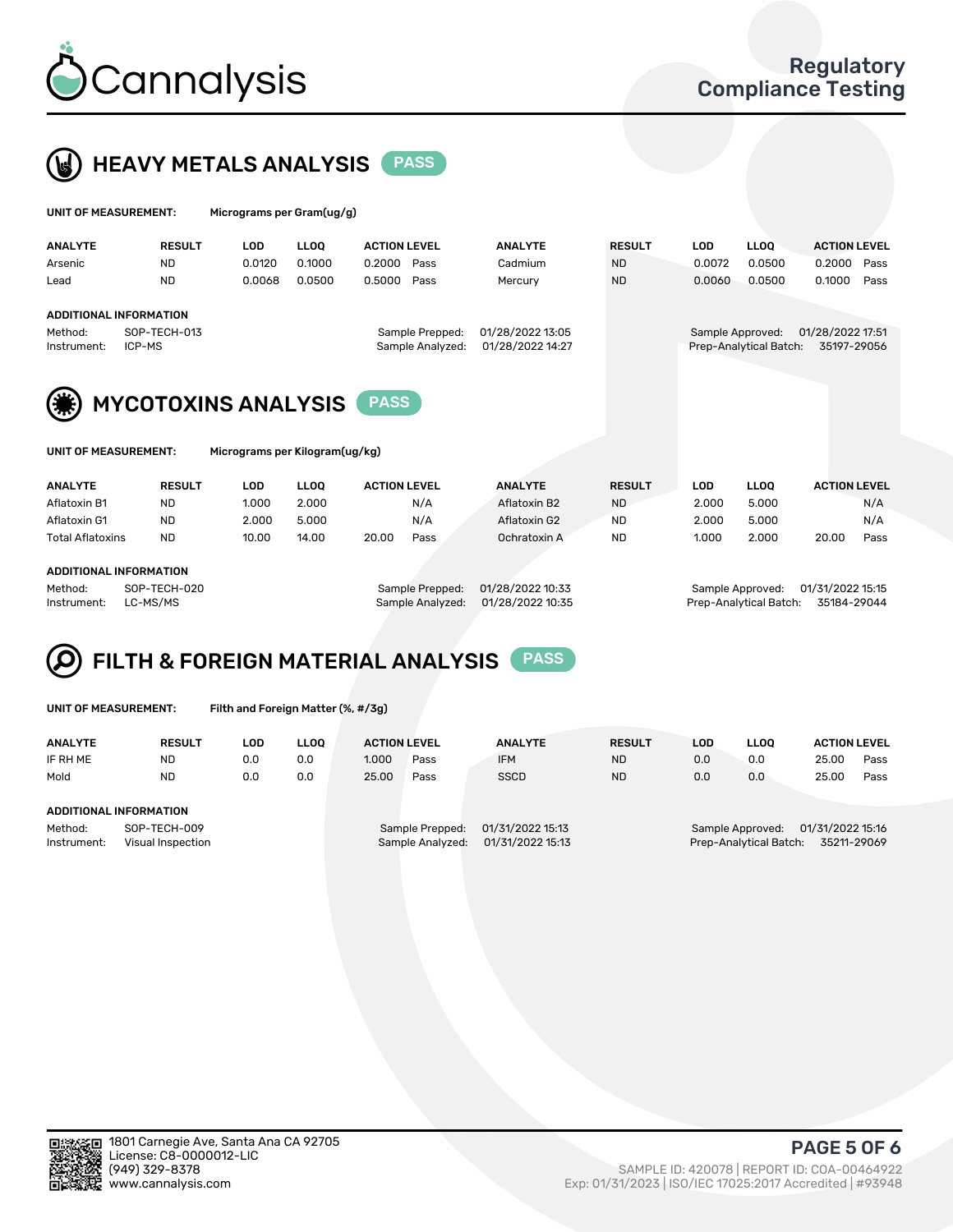Cannalysis

Regulatory Compliance Testing

## HEAVY METALS ANALYSIS PASS

**UNIT OF MEASUREMENT:** Micrograms per Gram(ug/g)

| ANALYTE | RESULT | LOD | LLOQ | ACTION LEVEL | | ANALYTE | RESULT | LOD | LLOQ | ACTION LEVEL | |
|---|---|---|---|---|---|---|---|---|---|---|---|
| Arsenic | ND | 0.0120 | 0.1000 | 0.2000 | Pass | Cadmium | ND | 0.0072 | 0.0500 | 0.2000 | Pass |
| Lead | ND | 0.0068 | 0.0500 | 0.5000 | Pass | Mercury | ND | 0.0060 | 0.0500 | 0.1000 | Pass |

**ADDITIONAL INFORMATION**

Method: SOP-TECH-013
Instrument: ICP-MS

Sample Prepped: 01/28/2022 13:05
Sample Analyzed: 01/28/2022 14:27

Sample Approved: 01/28/2022 17:51
Prep-Analytical Batch: 35197-29056

## MYCOTOXINS ANALYSIS PASS

**UNIT OF MEASUREMENT:** Micrograms per Kilogram(ug/kg)

| ANALYTE | RESULT | LOD | LLOQ | ACTION LEVEL | | ANALYTE | RESULT | LOD | LLOQ | ACTION LEVEL | |
|---|---|---|---|---|---|---|---|---|---|---|---|
| Aflatoxin B1 | ND | 1.000 | 2.000 | | N/A | Aflatoxin B2 | ND | 2.000 | 5.000 | | N/A |
| Aflatoxin G1 | ND | 2.000 | 5.000 | | N/A | Aflatoxin G2 | ND | 2.000 | 5.000 | | N/A |
| Total Aflatoxins | ND | 10.00 | 14.00 | 20.00 | Pass | Ochratoxin A | ND | 1.000 | 2.000 | 20.00 | Pass |

**ADDITIONAL INFORMATION**

Method: SOP-TECH-020
Instrument: LC-MS/MS

Sample Prepped: 01/28/2022 10:33
Sample Analyzed: 01/28/2022 10:35

Sample Approved: 01/31/2022 15:15
Prep-Analytical Batch: 35184-29044

## FILTH & FOREIGN MATERIAL ANALYSIS PASS

**UNIT OF MEASUREMENT:** Filth and Foreign Matter (%, #/3g)

| ANALYTE | RESULT | LOD | LLOQ | ACTION LEVEL | | ANALYTE | RESULT | LOD | LLOQ | ACTION LEVEL | |
|---|---|---|---|---|---|---|---|---|---|---|---|
| IF RH ME | ND | 0.0 | 0.0 | 1.000 | Pass | IFM | ND | 0.0 | 0.0 | 25.00 | Pass |
| Mold | ND | 0.0 | 0.0 | 25.00 | Pass | SSCD | ND | 0.0 | 0.0 | 25.00 | Pass |

**ADDITIONAL INFORMATION**

Method: SOP-TECH-009
Instrument: Visual Inspection

Sample Prepped: 01/31/2022 15:13
Sample Analyzed: 01/31/2022 15:13

Sample Approved: 01/31/2022 15:16
Prep-Analytical Batch: 35211-29069

1801 Carnegie Ave, Santa Ana CA 92705
License: C8-0000012-LIC
(949) 329-8378
www.cannalysis.com

SAMPLE ID: 420078 | REPORT ID: COA-00464922
Exp: 01/31/2023 | ISO/IEC 17025:2017 Accredited | #93948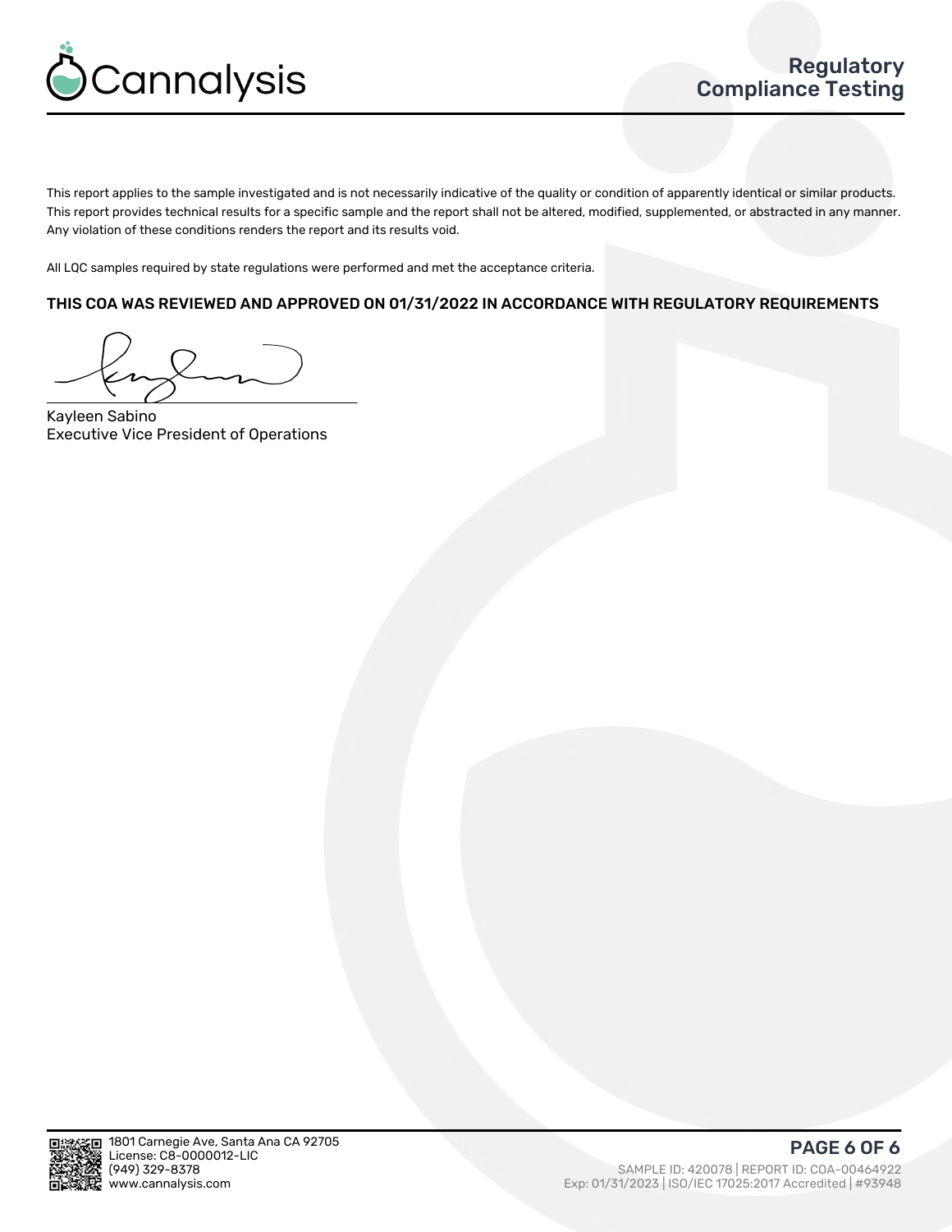This report applies to the sample investigated and is not necessarily indicative of the quality or condition of apparently identical or similar products. This report provides technical results for a specific sample and the report shall not be altered, modified, supplemented, or abstracted in any manner. Any violation of these conditions renders the report and its results void.

All LQC samples required by state regulations were performed and met the acceptance criteria.

**THIS COA WAS REVIEWED AND APPROVED ON 01/31/2022 IN ACCORDANCE WITH REGULATORY REQUIREMENTS**

Kayleen Sabino
Executive Vice President of Operations

1801 Carnegie Ave, Santa Ana CA 92705
License: C8-0000012-LIC
(949) 329-8378
www.cannalysis.com

SAMPLE ID: 420078 | REPORT ID: COA-00464922
Exp: 01/31/2023 | ISO/IEC 17025:2017 Accredited | #93948